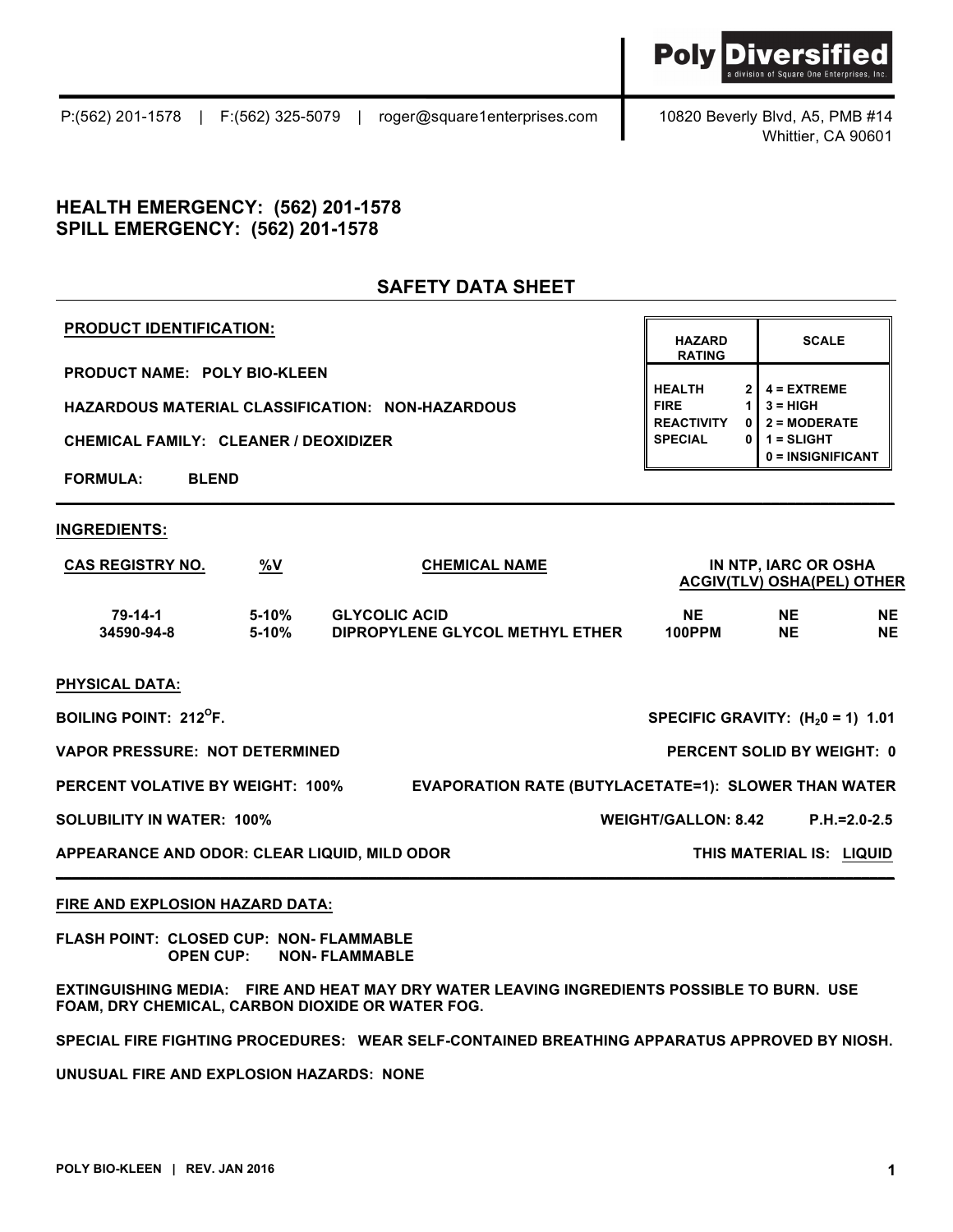**Poly Diversified**
a division of Square One Enterprises, Inc.

P:(562) 201-1578 | F:(562) 325-5079 | roger@square1enterprises.com

10820 Beverly Blvd, A5, PMB #14
Whittier, CA 90601

## HEALTH EMERGENCY: (562) 201-1578
## SPILL EMERGENCY: (562) 201-1578

# SAFETY DATA SHEET

**PRODUCT IDENTIFICATION:**

**PRODUCT NAME: POLY BIO-KLEEN**

**HAZARDOUS MATERIAL CLASSIFICATION: NON-HAZARDOUS**

**CHEMICAL FAMILY: CLEANER / DEOXIDIZER**

**FORMULA: BLEND**

| HAZARD RATING | | SCALE |
|---|---|---|
| HEALTH | 2 | 4 = EXTREME |
| FIRE | 1 | 3 = HIGH |
| REACTIVITY | 0 | 2 = MODERATE |
| SPECIAL | 0 | 1 = SLIGHT |
| | | 0 = INSIGNIFICANT |

**INGREDIENTS:**

| CAS REGISTRY NO. | %V | CHEMICAL NAME | IN NTP, IARC OR OSHA ACGIV(TLV) | OSHA(PEL) | OTHER |
|---|---|---|---|---|---|
| 79-14-1 | 5-10% | GLYCOLIC ACID | NE | NE | NE |
| 34590-94-8 | 5-10% | DIPROPYLENE GLYCOL METHYL ETHER | 100PPM | NE | NE |

**PHYSICAL DATA:**

**BOILING POINT:** 212°F.

**SPECIFIC GRAVITY: ($H_2O$ = 1)** 1.01

**VAPOR PRESSURE:** NOT DETERMINED

**PERCENT SOLID BY WEIGHT:** 0

**PERCENT VOLATIVE BY WEIGHT:** 100%

**EVAPORATION RATE (BUTYLACETATE=1):** SLOWER THAN WATER

**SOLUBILITY IN WATER:** 100%

**WEIGHT/GALLON:** 8.42

**P.H.**=2.0-2.5

**APPEARANCE AND ODOR:** CLEAR LIQUID, MILD ODOR

**THIS MATERIAL IS:** LIQUID

**FIRE AND EXPLOSION HAZARD DATA:**

**FLASH POINT:** CLOSED CUP: NON- FLAMMABLE
OPEN CUP: NON- FLAMMABLE

**EXTINGUISHING MEDIA:** FIRE AND HEAT MAY DRY WATER LEAVING INGREDIENTS POSSIBLE TO BURN. USE FOAM, DRY CHEMICAL, CARBON DIOXIDE OR WATER FOG.

**SPECIAL FIRE FIGHTING PROCEDURES:** WEAR SELF-CONTAINED BREATHING APPARATUS APPROVED BY NIOSH.

**UNUSUAL FIRE AND EXPLOSION HAZARDS:** NONE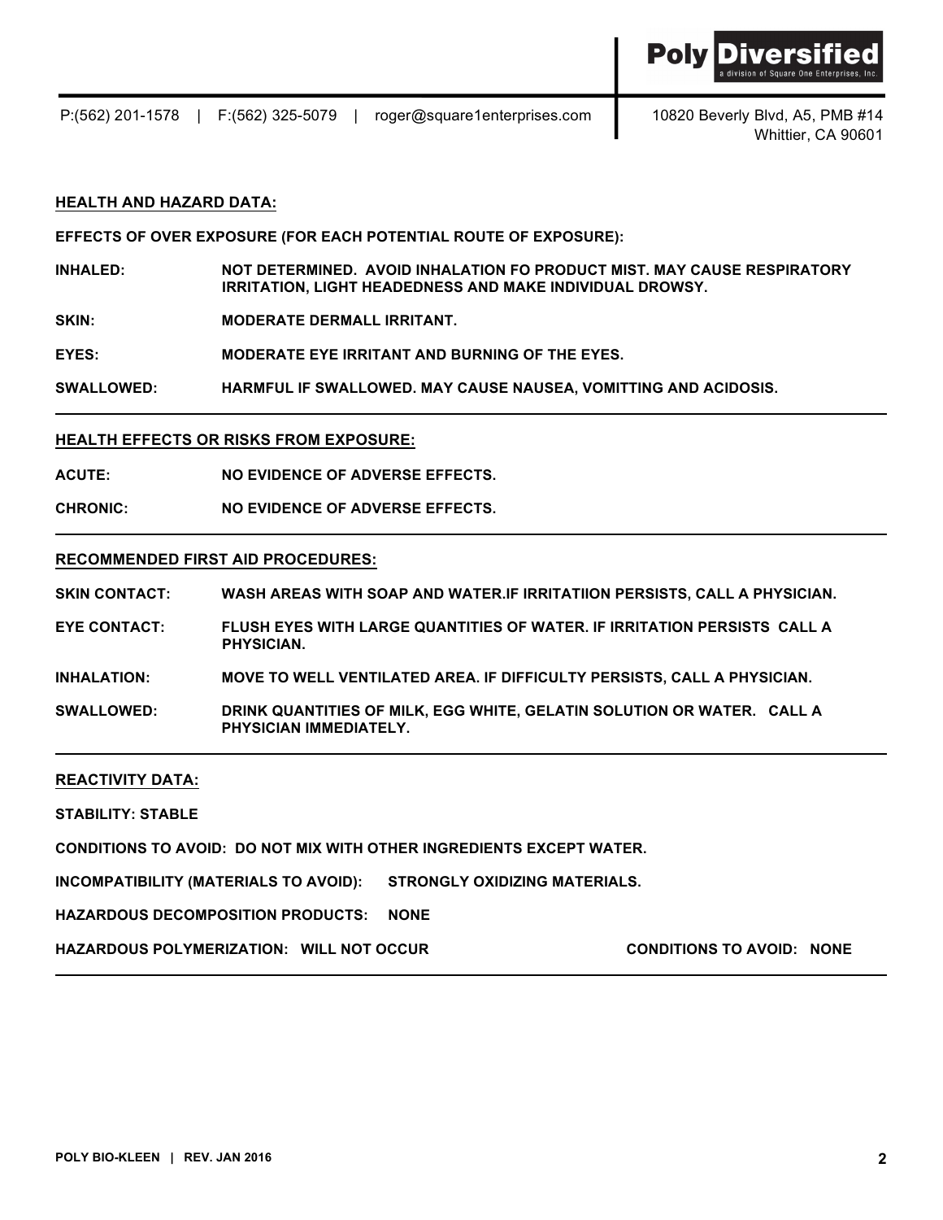## HEALTH AND HAZARD DATA:

**EFFECTS OF OVER EXPOSURE (FOR EACH POTENTIAL ROUTE OF EXPOSURE):**

**INHALED:** NOT DETERMINED. AVOID INHALATION FO PRODUCT MIST. MAY CAUSE RESPIRATORY IRRITATION, LIGHT HEADEDNESS AND MAKE INDIVIDUAL DROWSY.

**SKIN:** MODERATE DERMALL IRRITANT.

**EYES:** MODERATE EYE IRRITANT AND BURNING OF THE EYES.

**SWALLOWED:** HARMFUL IF SWALLOWED. MAY CAUSE NAUSEA, VOMITTING AND ACIDOSIS.

---

## HEALTH EFFECTS OR RISKS FROM EXPOSURE:

**ACUTE:** NO EVIDENCE OF ADVERSE EFFECTS.

**CHRONIC:** NO EVIDENCE OF ADVERSE EFFECTS.

---

## RECOMMENDED FIRST AID PROCEDURES:

**SKIN CONTACT:** WASH AREAS WITH SOAP AND WATER.IF IRRITATIION PERSISTS, CALL A PHYSICIAN.

**EYE CONTACT:** FLUSH EYES WITH LARGE QUANTITIES OF WATER. IF IRRITATION PERSISTS CALL A PHYSICIAN.

**INHALATION:** MOVE TO WELL VENTILATED AREA. IF DIFFICULTY PERSISTS, CALL A PHYSICIAN.

**SWALLOWED:** DRINK QUANTITIES OF MILK, EGG WHITE, GELATIN SOLUTION OR WATER. CALL A PHYSICIAN IMMEDIATELY.

---

## REACTIVITY DATA:

**STABILITY: STABLE**

**CONDITIONS TO AVOID: DO NOT MIX WITH OTHER INGREDIENTS EXCEPT WATER.**

**INCOMPATIBILITY (MATERIALS TO AVOID):** STRONGLY OXIDIZING MATERIALS.

**HAZARDOUS DECOMPOSITION PRODUCTS:** NONE

**HAZARDOUS POLYMERIZATION:** WILL NOT OCCUR **CONDITIONS TO AVOID:** NONE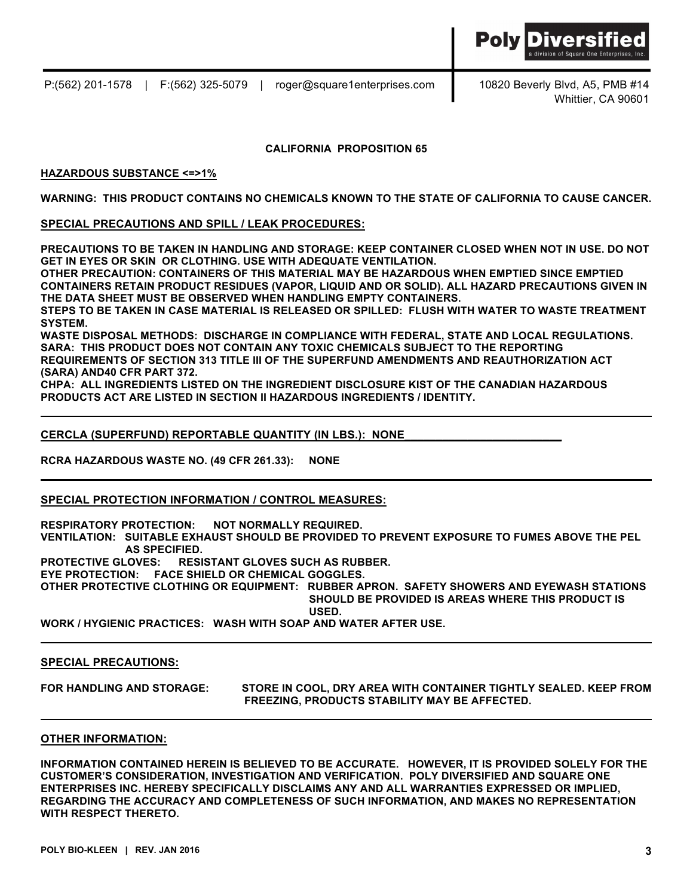**CALIFORNIA PROPOSITION 65**

**HAZARDOUS SUBSTANCE <=>1%**

**WARNING: THIS PRODUCT CONTAINS NO CHEMICALS KNOWN TO THE STATE OF CALIFORNIA TO CAUSE CANCER.**

**SPECIAL PRECAUTIONS AND SPILL / LEAK PROCEDURES:**

**PRECAUTIONS TO BE TAKEN IN HANDLING AND STORAGE: KEEP CONTAINER CLOSED WHEN NOT IN USE. DO NOT GET IN EYES OR SKIN OR CLOTHING. USE WITH ADEQUATE VENTILATION.**
**OTHER PRECAUTION: CONTAINERS OF THIS MATERIAL MAY BE HAZARDOUS WHEN EMPTIED SINCE EMPTIED CONTAINERS RETAIN PRODUCT RESIDUES (VAPOR, LIQUID AND OR SOLID). ALL HAZARD PRECAUTIONS GIVEN IN THE DATA SHEET MUST BE OBSERVED WHEN HANDLING EMPTY CONTAINERS.**
**STEPS TO BE TAKEN IN CASE MATERIAL IS RELEASED OR SPILLED: FLUSH WITH WATER TO WASTE TREATMENT SYSTEM.**
**WASTE DISPOSAL METHODS: DISCHARGE IN COMPLIANCE WITH FEDERAL, STATE AND LOCAL REGULATIONS.**
**SARA: THIS PRODUCT DOES NOT CONTAIN ANY TOXIC CHEMICALS SUBJECT TO THE REPORTING REQUIREMENTS OF SECTION 313 TITLE III OF THE SUPERFUND AMENDMENTS AND REAUTHORIZATION ACT (SARA) AND40 CFR PART 372.**
**CHPA: ALL INGREDIENTS LISTED ON THE INGREDIENT DISCLOSURE KIST OF THE CANADIAN HAZARDOUS PRODUCTS ACT ARE LISTED IN SECTION II HAZARDOUS INGREDIENTS / IDENTITY.**

---

**CERCLA (SUPERFUND) REPORTABLE QUANTITY (IN LBS.): NONE**

**RCRA HAZARDOUS WASTE NO. (49 CFR 261.33): NONE**

---

**SPECIAL PROTECTION INFORMATION / CONTROL MEASURES:**

**RESPIRATORY PROTECTION:** NOT NORMALLY REQUIRED.
**VENTILATION:** SUITABLE EXHAUST SHOULD BE PROVIDED TO PREVENT EXPOSURE TO FUMES ABOVE THE PEL AS SPECIFIED.
**PROTECTIVE GLOVES:** RESISTANT GLOVES SUCH AS RUBBER.
**EYE PROTECTION:** FACE SHIELD OR CHEMICAL GOGGLES.
**OTHER PROTECTIVE CLOTHING OR EQUIPMENT:** RUBBER APRON. SAFETY SHOWERS AND EYEWASH STATIONS SHOULD BE PROVIDED IS AREAS WHERE THIS PRODUCT IS USED.
**WORK / HYGIENIC PRACTICES:** WASH WITH SOAP AND WATER AFTER USE.

---

**SPECIAL PRECAUTIONS:**

**FOR HANDLING AND STORAGE:** STORE IN COOL, DRY AREA WITH CONTAINER TIGHTLY SEALED. KEEP FROM FREEZING, PRODUCTS STABILITY MAY BE AFFECTED.

---

**OTHER INFORMATION:**

**INFORMATION CONTAINED HEREIN IS BELIEVED TO BE ACCURATE. HOWEVER, IT IS PROVIDED SOLELY FOR THE CUSTOMER'S CONSIDERATION, INVESTIGATION AND VERIFICATION. POLY DIVERSIFIED AND SQUARE ONE ENTERPRISES INC. HEREBY SPECIFICALLY DISCLAIMS ANY AND ALL WARRANTIES EXPRESSED OR IMPLIED, REGARDING THE ACCURACY AND COMPLETENESS OF SUCH INFORMATION, AND MAKES NO REPRESENTATION WITH RESPECT THERETO.**